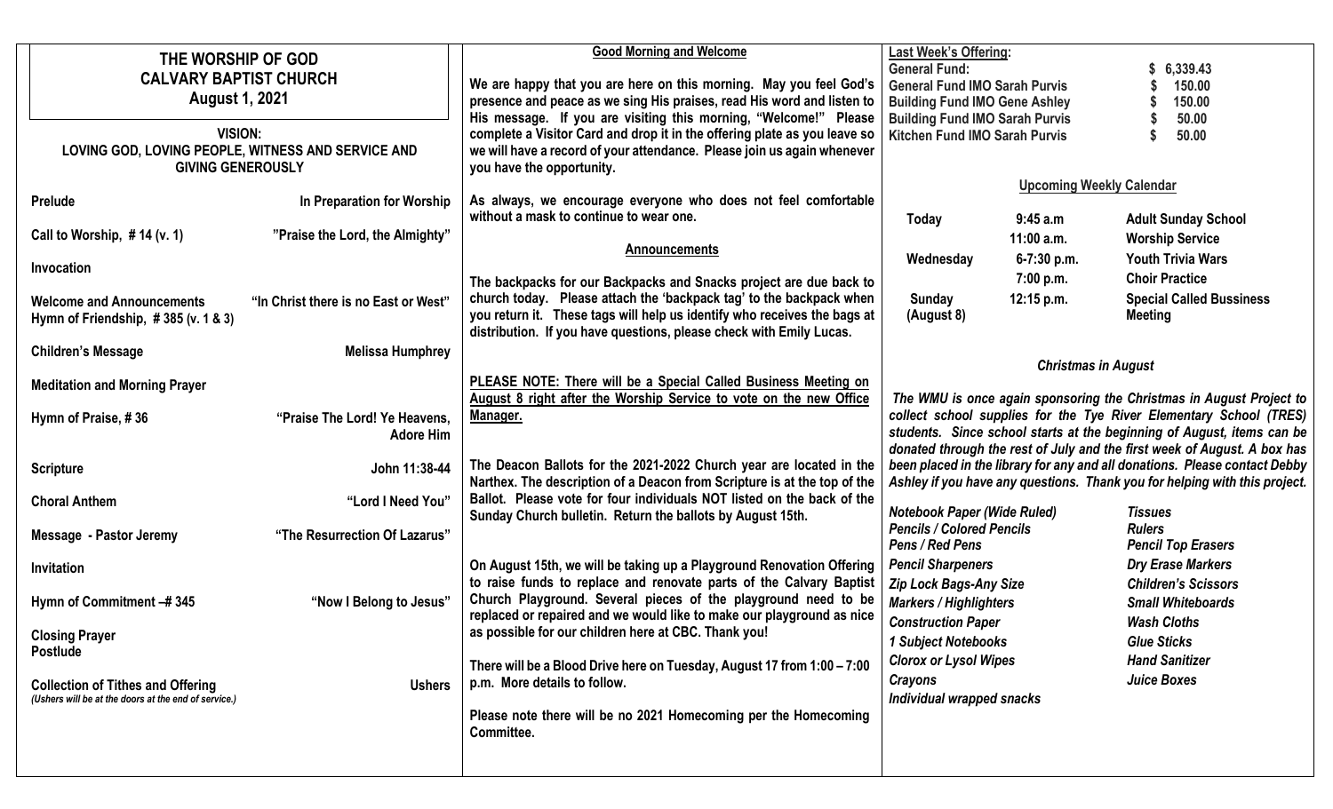# THE WORSHIP OF GOD
## CALVARY BAPTIST CHURCH
### August 1, 2021

**VISION:**
**LOVING GOD, LOVING PEOPLE, WITNESS AND SERVICE AND GIVING GENEROUSLY**

| | |
|---|---|
| **Prelude** | **In Preparation for Worship** |
| **Call to Worship, # 14 (v. 1)** | **"Praise the Lord, the Almighty"** |
| **Invocation** | |
| **Welcome and Announcements** | |
| **Hymn of Friendship, # 385 (v. 1 & 3)** | **"In Christ there is no East or West"** |
| **Children's Message** | **Melissa Humphrey** |
| **Meditation and Morning Prayer** | |
| **Hymn of Praise, # 36** | **"Praise The Lord! Ye Heavens, Adore Him** |
| **Scripture** | **John 11:38-44** |
| **Choral Anthem** | **"Lord I Need You"** |
| **Message - Pastor Jeremy** | **"The Resurrection Of Lazarus"** |
| **Invitation** | |
| **Hymn of Commitment –# 345** | **"Now I Belong to Jesus"** |
| **Closing Prayer** | |
| **Postlude** | |
| **Collection of Tithes and Offering** | **Ushers** |

*(Ushers will be at the doors at the end of service.)*

**Good Morning and Welcome**

**We are happy that you are here on this morning. May you feel God's presence and peace as we sing His praises, read His word and listen to His message. If you are visiting this morning, "Welcome!" Please complete a Visitor Card and drop it in the offering plate as you leave so we will have a record of your attendance. Please join us again whenever you have the opportunity.**

**As always, we encourage everyone who does not feel comfortable without a mask to continue to wear one.**

**Announcements**

**The backpacks for our Backpacks and Snacks project are due back to church today. Please attach the 'backpack tag' to the backpack when you return it. These tags will help us identify who receives the bags at distribution. If you have questions, please check with Emily Lucas.**

**PLEASE NOTE: There will be a Special Called Business Meeting on August 8 right after the Worship Service to vote on the new Office Manager.**

**The Deacon Ballots for the 2021-2022 Church year are located in the Narthex. The description of a Deacon from Scripture is at the top of the Ballot. Please vote for four individuals NOT listed on the back of the Sunday Church bulletin. Return the ballots by August 15th.**

**On August 15th, we will be taking up a Playground Renovation Offering to raise funds to replace and renovate parts of the Calvary Baptist Church Playground. Several pieces of the playground need to be replaced or repaired and we would like to make our playground as nice as possible for our children here at CBC. Thank you!**

**There will be a Blood Drive here on Tuesday, August 17 from 1:00 – 7:00 p.m. More details to follow.**

**Please note there will be no 2021 Homecoming per the Homecoming Committee.**

**Last Week's Offering:**

| | |
|---|---|
| **General Fund:** | **$ 6,339.43** |
| **General Fund IMO Sarah Purvis** | **$ 150.00** |
| **Building Fund IMO Gene Ashley** | **$ 150.00** |
| **Building Fund IMO Sarah Purvis** | **$ 50.00** |
| **Kitchen Fund IMO Sarah Purvis** | **$ 50.00** |

**Upcoming Weekly Calendar**

| | | |
|---|---|---|
| **Today** | **9:45 a.m** | **Adult Sunday School** |
| | **11:00 a.m.** | **Worship Service** |
| **Wednesday** | **6-7:30 p.m.** | **Youth Trivia Wars** |
| | **7:00 p.m.** | **Choir Practice** |
| **Sunday (August 8)** | **12:15 p.m.** | **Special Called Bussiness Meeting** |

***Christmas in August***

***The WMU is once again sponsoring the Christmas in August Project to collect school supplies for the Tye River Elementary School (TRES) students. Since school starts at the beginning of August, items can be donated through the rest of July and the first week of August. A box has been placed in the library for any and all donations. Please contact Debby Ashley if you have any questions. Thank you for helping with this project.***

| | |
|---|---|
| ***Notebook Paper (Wide Ruled)*** | ***Tissues*** |
| ***Pencils / Colored Pencils*** | ***Rulers*** |
| ***Pens / Red Pens*** | ***Pencil Top Erasers*** |
| ***Pencil Sharpeners*** | ***Dry Erase Markers*** |
| ***Zip Lock Bags-Any Size*** | ***Children's Scissors*** |
| ***Markers / Highlighters*** | ***Small Whiteboards*** |
| ***Construction Paper*** | ***Wash Cloths*** |
| ***1 Subject Notebooks*** | ***Glue Sticks*** |
| ***Clorox or Lysol Wipes*** | ***Hand Sanitizer*** |
| ***Crayons*** | ***Juice Boxes*** |
| ***Individual wrapped snacks*** | |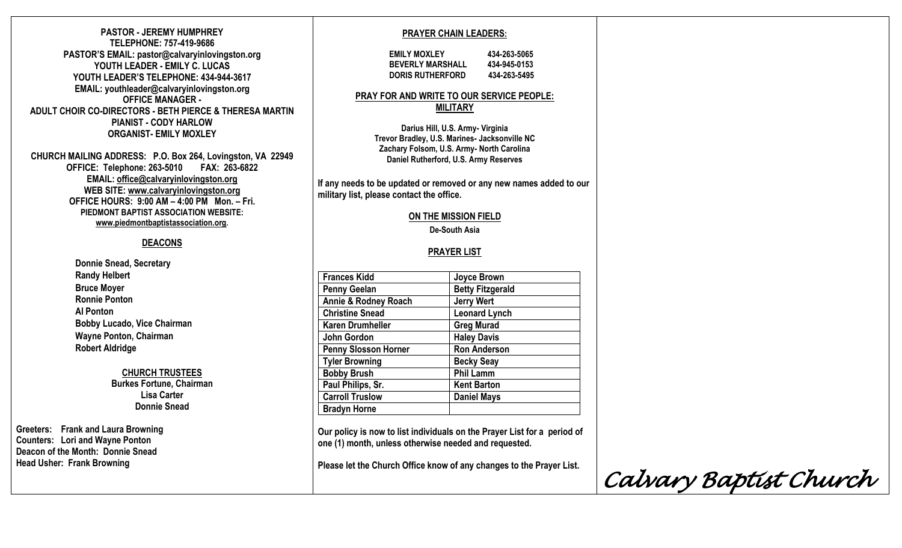**PASTOR - JEREMY HUMPHREY**
**TELEPHONE: 757-419-9686**
**PASTOR'S EMAIL: pastor@calvaryinlovingston.org**
**YOUTH LEADER - EMILY C. LUCAS**
**YOUTH LEADER'S TELEPHONE: 434-944-3617**
**EMAIL: youthleader@calvaryinlovingston.org**
**OFFICE MANAGER -**
**ADULT CHOIR CO-DIRECTORS - BETH PIERCE & THERESA MARTIN**
**PIANIST - CODY HARLOW**
**ORGANIST- EMILY MOXLEY**

**CHURCH MAILING ADDRESS: P.O. Box 264, Lovingston, VA 22949**
**OFFICE: Telephone: 263-5010 FAX: 263-6822**
**EMAIL: office@calvaryinlovingston.org**
**WEB SITE: www.calvaryinlovingston.org**
**OFFICE HOURS: 9:00 AM – 4:00 PM Mon. – Fri.**
**PIEDMONT BAPTIST ASSOCIATION WEBSITE:**
**www.piedmontbaptistassociation.org.**

## DEACONS

**Donnie Snead, Secretary**
**Randy Helbert**
**Bruce Moyer**
**Ronnie Ponton**
**Al Ponton**
**Bobby Lucado, Vice Chairman**
**Wayne Ponton, Chairman**
**Robert Aldridge**

## CHURCH TRUSTEES

**Burkes Fortune, Chairman**
**Lisa Carter**
**Donnie Snead**

**Greeters: Frank and Laura Browning**
**Counters: Lori and Wayne Ponton**
**Deacon of the Month: Donnie Snead**
**Head Usher: Frank Browning**

## PRAYER CHAIN LEADERS:

**EMILY MOXLEY 434-263-5065**
**BEVERLY MARSHALL 434-945-0153**
**DORIS RUTHERFORD 434-263-5495**

## PRAY FOR AND WRITE TO OUR SERVICE PEOPLE:

### MILITARY

**Darius Hill, U.S. Army- Virginia**
**Trevor Bradley, U.S. Marines- Jacksonville NC**
**Zachary Folsom, U.S. Army- North Carolina**
**Daniel Rutherford, U.S. Army Reserves**

**If any needs to be updated or removed or any new names added to our military list, please contact the office.**

## ON THE MISSION FIELD

**De-South Asia**

## PRAYER LIST

| | |
|---|---|
| Frances Kidd | Joyce Brown |
| Penny Geelan | Betty Fitzgerald |
| Annie & Rodney Roach | Jerry Wert |
| Christine Snead | Leonard Lynch |
| Karen Drumheller | Greg Murad |
| John Gordon | Haley Davis |
| Penny Slosson Horner | Ron Anderson |
| Tyler Browning | Becky Seay |
| Bobby Brush | Phil Lamm |
| Paul Philips, Sr. | Kent Barton |
| Carroll Truslow | Daniel Mays |
| Bradyn Horne | |

**Our policy is now to list individuals on the Prayer List for a period of one (1) month, unless otherwise needed and requested.**

**Please let the Church Office know of any changes to the Prayer List.**

*Calvary Baptist Church*